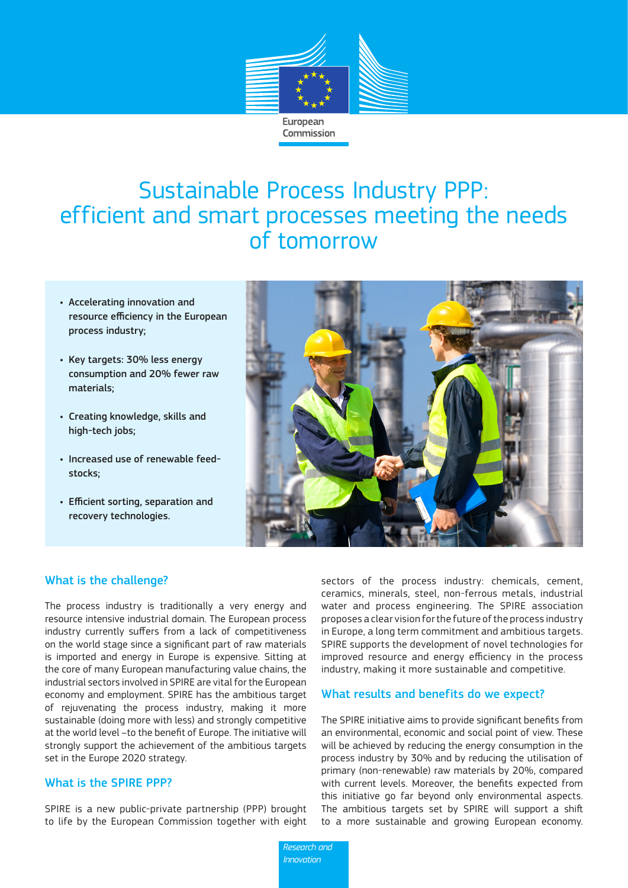European Commission

# Sustainable Process Industry PPP: efficient and smart processes meeting the needs of tomorrow

- Accelerating innovation and resource efficiency in the European process industry;
- Key targets: 30% less energy consumption and 20% fewer raw materials;
- Creating knowledge, skills and high-tech jobs;
- Increased use of renewable feed-stocks;
- Efficient sorting, separation and recovery technologies.

## What is the challenge?

The process industry is traditionally a very energy and resource intensive industrial domain. The European process industry currently suffers from a lack of competitiveness on the world stage since a significant part of raw materials is imported and energy in Europe is expensive. Sitting at the core of many European manufacturing value chains, the industrial sectors involved in SPIRE are vital for the European economy and employment. SPIRE has the ambitious target of rejuvenating the process industry, making it more sustainable (doing more with less) and strongly competitive at the world level –to the benefit of Europe. The initiative will strongly support the achievement of the ambitious targets set in the Europe 2020 strategy.

## What is the SPIRE PPP?

SPIRE is a new public-private partnership (PPP) brought to life by the European Commission together with eight sectors of the process industry: chemicals, cement, ceramics, minerals, steel, non-ferrous metals, industrial water and process engineering. The SPIRE association proposes a clear vision for the future of the process industry in Europe, a long term commitment and ambitious targets. SPIRE supports the development of novel technologies for improved resource and energy efficiency in the process industry, making it more sustainable and competitive.

## What results and benefits do we expect?

The SPIRE initiative aims to provide significant benefits from an environmental, economic and social point of view. These will be achieved by reducing the energy consumption in the process industry by 30% and by reducing the utilisation of primary (non-renewable) raw materials by 20%, compared with current levels. Moreover, the benefits expected from this initiative go far beyond only environmental aspects. The ambitious targets set by SPIRE will support a shift to a more sustainable and growing European economy.

*Research and Innovation*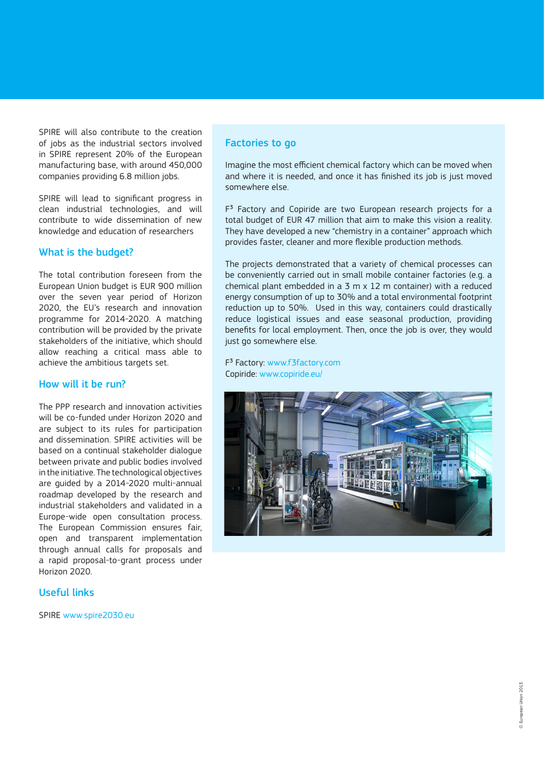SPIRE will also contribute to the creation of jobs as the industrial sectors involved in SPIRE represent 20% of the European manufacturing base, with around 450,000 companies providing 6.8 million jobs.

SPIRE will lead to significant progress in clean industrial technologies, and will contribute to wide dissemination of new knowledge and education of researchers

## What is the budget?

The total contribution foreseen from the European Union budget is EUR 900 million over the seven year period of Horizon 2020, the EU's research and innovation programme for 2014-2020. A matching contribution will be provided by the private stakeholders of the initiative, which should allow reaching a critical mass able to achieve the ambitious targets set.

## How will it be run?

The PPP research and innovation activities will be co-funded under Horizon 2020 and are subject to its rules for participation and dissemination. SPIRE activities will be based on a continual stakeholder dialogue between private and public bodies involved in the initiative. The technological objectives are guided by a 2014-2020 multi-annual roadmap developed by the research and industrial stakeholders and validated in a Europe-wide open consultation process. The European Commission ensures fair, open and transparent implementation through annual calls for proposals and a rapid proposal-to-grant process under Horizon 2020.

## Useful links

SPIRE www.spire2030.eu

## Factories to go

Imagine the most efficient chemical factory which can be moved when and where it is needed, and once it has finished its job is just moved somewhere else.

$F^3$ Factory and Copiride are two European research projects for a total budget of EUR 47 million that aim to make this vision a reality. They have developed a new "chemistry in a container" approach which provides faster, cleaner and more flexible production methods.

The projects demonstrated that a variety of chemical processes can be conveniently carried out in small mobile container factories (e.g. a chemical plant embedded in a 3 m x 12 m container) with a reduced energy consumption of up to 30% and a total environmental footprint reduction up to 50%. Used in this way, containers could drastically reduce logistical issues and ease seasonal production, providing benefits for local employment. Then, once the job is over, they would just go somewhere else.

$F^3$ Factory: www.f3factory.com
Copiride: www.copiride.eu/

© European Union 2013.